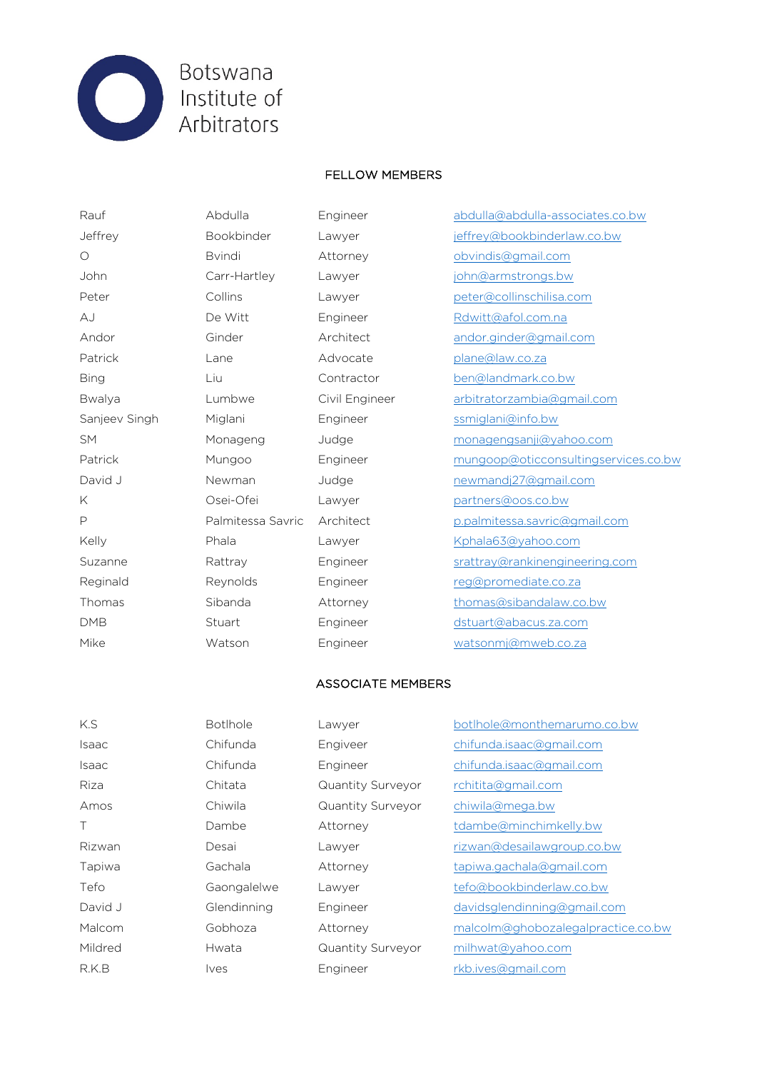# Botswana Institute of Arbitrators

## FELLOW MEMBERS

| | | | |
|---|---|---|---|
| Rauf | Abdulla | Engineer | abdulla@abdulla-associates.co.bw |
| Jeffrey | Bookbinder | Lawyer | jeffrey@bookbinderlaw.co.bw |
| O | Bvindi | Attorney | obvindis@gmail.com |
| John | Carr-Hartley | Lawyer | john@armstrongs.bw |
| Peter | Collins | Lawyer | peter@collinschilisa.com |
| AJ | De Witt | Engineer | Rdwitt@afol.com.na |
| Andor | Ginder | Architect | andor.ginder@gmail.com |
| Patrick | Lane | Advocate | plane@law.co.za |
| Bing | Liu | Contractor | ben@landmark.co.bw |
| Bwalya | Lumbwe | Civil Engineer | arbitratorzambia@gmail.com |
| Sanjeev Singh | Miglani | Engineer | ssmiglani@info.bw |
| SM | Monageng | Judge | monagengsanji@yahoo.com |
| Patrick | Mungoo | Engineer | mungoop@oticconsultingservices.co.bw |
| David J | Newman | Judge | newmandj27@gmail.com |
| K | Osei-Ofei | Lawyer | partners@oos.co.bw |
| P | Palmitessa Savric | Architect | p.palmitessa.savric@gmail.com |
| Kelly | Phala | Lawyer | Kphala63@yahoo.com |
| Suzanne | Rattray | Engineer | srattray@rankinengineering.com |
| Reginald | Reynolds | Engineer | reg@promediate.co.za |
| Thomas | Sibanda | Attorney | thomas@sibandalaw.co.bw |
| DMB | Stuart | Engineer | dstuart@abacus.za.com |
| Mike | Watson | Engineer | watsonmj@mweb.co.za |

## ASSOCIATE MEMBERS

| | | | |
|---|---|---|---|
| K.S | Botlhole | Lawyer | botlhole@monthemarumo.co.bw |
| Isaac | Chifunda | Engiveer | chifunda.isaac@gmail.com |
| Isaac | Chifunda | Engineer | chifunda.isaac@gmail.com |
| Riza | Chitata | Quantity Surveyor | rchitita@gmail.com |
| Amos | Chiwila | Quantity Surveyor | chiwila@mega.bw |
| T | Dambe | Attorney | tdambe@minchimkelly.bw |
| Rizwan | Desai | Lawyer | rizwan@desailawgroup.co.bw |
| Tapiwa | Gachala | Attorney | tapiwa.gachala@gmail.com |
| Tefo | Gaongalelwe | Lawyer | tefo@bookbinderlaw.co.bw |
| David J | Glendinning | Engineer | davidsglendinning@gmail.com |
| Malcom | Gobhoza | Attorney | malcolm@ghobozalegalpractice.co.bw |
| Mildred | Hwata | Quantity Surveyor | milhwat@yahoo.com |
| R.K.B | Ives | Engineer | rkb.ives@gmail.com |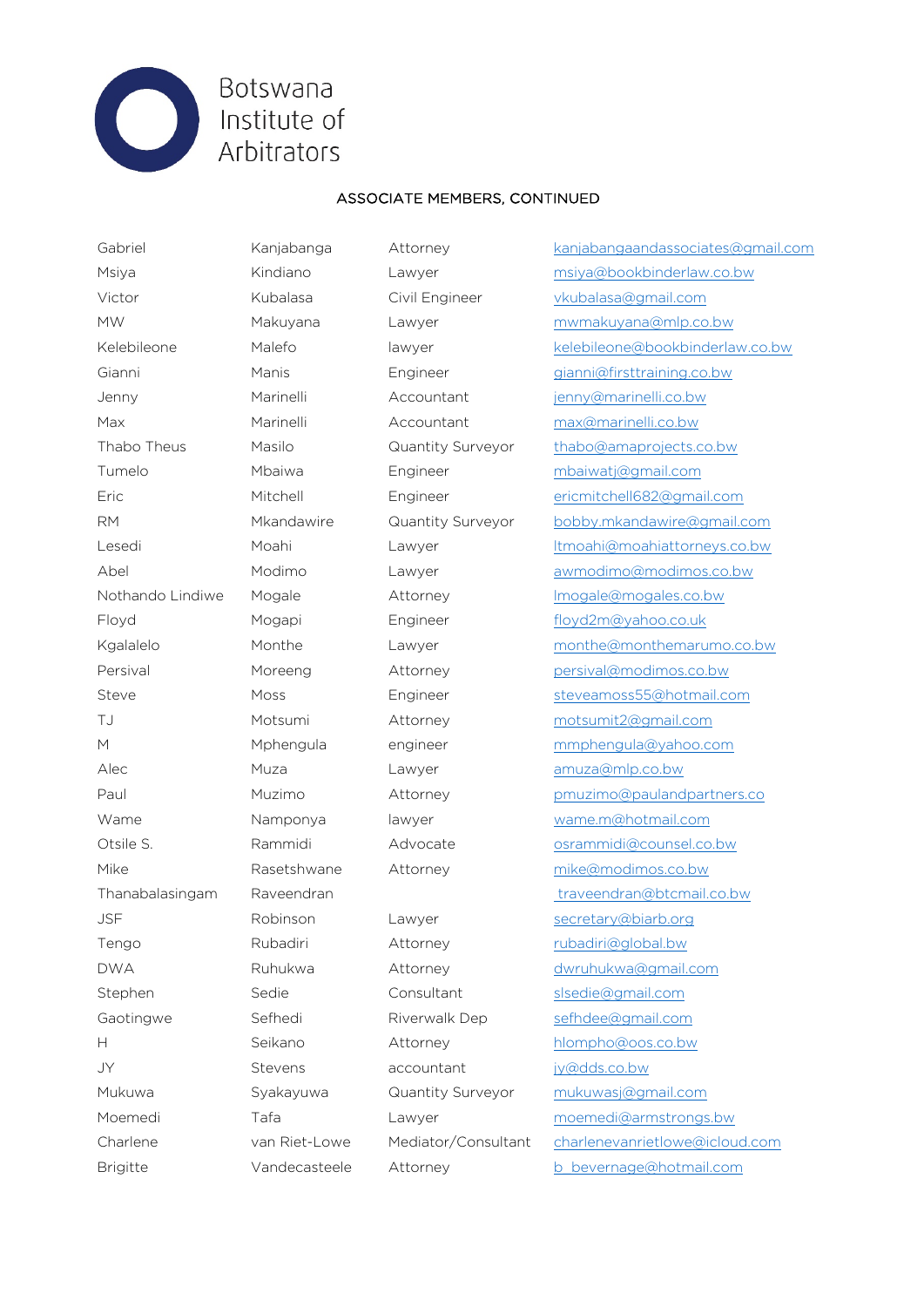Botswana Institute of Arbitrators

### ASSOCIATE MEMBERS, CONTINUED

| | | | |
|---|---|---|---|
| Gabriel | Kanjabanga | Attorney | kanjabangaandassociates@gmail.com |
| Msiya | Kindiano | Lawyer | msiya@bookbinderlaw.co.bw |
| Victor | Kubalasa | Civil Engineer | vkubalasa@gmail.com |
| MW | Makuyana | Lawyer | mwmakuyana@mlp.co.bw |
| Kelebileone | Malefo | lawyer | kelebileone@bookbinderlaw.co.bw |
| Gianni | Manis | Engineer | gianni@firsttraining.co.bw |
| Jenny | Marinelli | Accountant | jenny@marinelli.co.bw |
| Max | Marinelli | Accountant | max@marinelli.co.bw |
| Thabo Theus | Masilo | Quantity Surveyor | thabo@amaprojects.co.bw |
| Tumelo | Mbaiwa | Engineer | mbaiwatj@gmail.com |
| Eric | Mitchell | Engineer | ericmitchell682@gmail.com |
| RM | Mkandawire | Quantity Surveyor | bobby.mkandawire@gmail.com |
| Lesedi | Moahi | Lawyer | ltmoahi@moahiattorneys.co.bw |
| Abel | Modimo | Lawyer | awmodimo@modimos.co.bw |
| Nothando Lindiwe | Mogale | Attorney | lmogale@mogales.co.bw |
| Floyd | Mogapi | Engineer | floyd2m@yahoo.co.uk |
| Kgalalelo | Monthe | Lawyer | monthe@monthemarumo.co.bw |
| Persival | Moreeng | Attorney | persival@modimos.co.bw |
| Steve | Moss | Engineer | steveamoss55@hotmail.com |
| TJ | Motsumi | Attorney | motsumit2@gmail.com |
| M | Mphengula | engineer | mmphengula@yahoo.com |
| Alec | Muza | Lawyer | amuza@mlp.co.bw |
| Paul | Muzimo | Attorney | pmuzimo@paulandpartners.co |
| Wame | Namponya | lawyer | wame.m@hotmail.com |
| Otsile S. | Rammidi | Advocate | osrammidi@counsel.co.bw |
| Mike | Rasetshwane | Attorney | mike@modimos.co.bw |
| Thanabalasingam | Raveendran | | traveendran@btcmail.co.bw |
| JSF | Robinson | Lawyer | secretary@biarb.org |
| Tengo | Rubadiri | Attorney | rubadiri@global.bw |
| DWA | Ruhukwa | Attorney | dwruhukwa@gmail.com |
| Stephen | Sedie | Consultant | slsedie@gmail.com |
| Gaotingwe | Sefhedi | Riverwalk Dep | sefhdee@gmail.com |
| H | Seikano | Attorney | hlompho@oos.co.bw |
| JY | Stevens | accountant | jy@dds.co.bw |
| Mukuwa | Syakayuwa | Quantity Surveyor | mukuwasj@gmail.com |
| Moemedi | Tafa | Lawyer | moemedi@armstrongs.bw |
| Charlene | van Riet-Lowe | Mediator/Consultant | charlenevanrietlowe@icloud.com |
| Brigitte | Vandecasteele | Attorney | b_bevernage@hotmail.com |